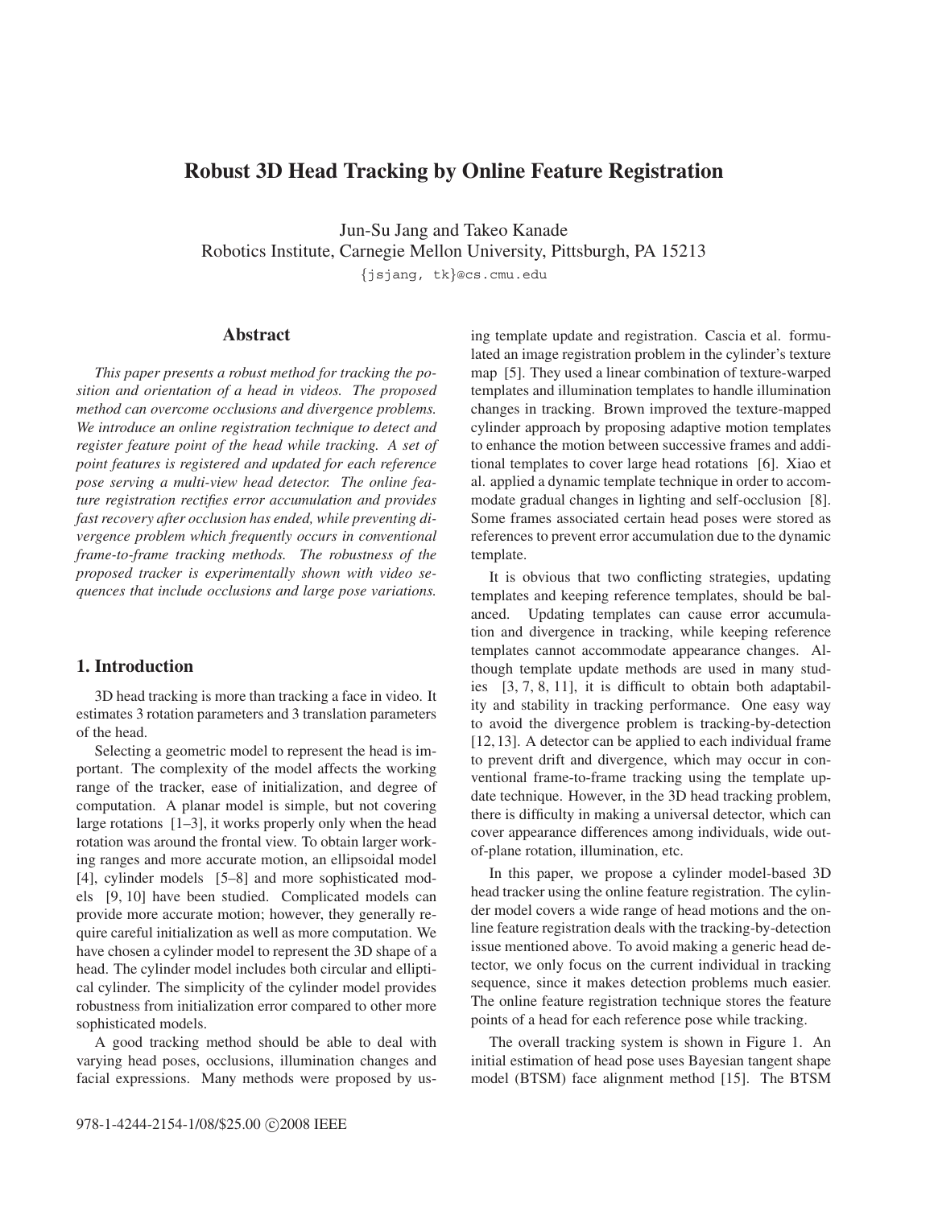# Robust 3D Head Tracking by Online Feature Registration

Jun-Su Jang and Takeo Kanade
Robotics Institute, Carnegie Mellon University, Pittsburgh, PA 15213
{jsjang, tk}@cs.cmu.edu

## Abstract

*This paper presents a robust method for tracking the position and orientation of a head in videos. The proposed method can overcome occlusions and divergence problems. We introduce an online registration technique to detect and register feature point of the head while tracking. A set of point features is registered and updated for each reference pose serving a multi-view head detector. The online feature registration rectifies error accumulation and provides fast recovery after occlusion has ended, while preventing divergence problem which frequently occurs in conventional frame-to-frame tracking methods. The robustness of the proposed tracker is experimentally shown with video sequences that include occlusions and large pose variations.*

## 1. Introduction

3D head tracking is more than tracking a face in video. It estimates 3 rotation parameters and 3 translation parameters of the head.

Selecting a geometric model to represent the head is important. The complexity of the model affects the working range of the tracker, ease of initialization, and degree of computation. A planar model is simple, but not covering large rotations [1–3], it works properly only when the head rotation was around the frontal view. To obtain larger working ranges and more accurate motion, an ellipsoidal model [4], cylinder models [5–8] and more sophisticated models [9, 10] have been studied. Complicated models can provide more accurate motion; however, they generally require careful initialization as well as more computation. We have chosen a cylinder model to represent the 3D shape of a head. The cylinder model includes both circular and elliptical cylinder. The simplicity of the cylinder model provides robustness from initialization error compared to other more sophisticated models.

A good tracking method should be able to deal with varying head poses, occlusions, illumination changes and facial expressions. Many methods were proposed by using template update and registration. Cascia et al. formulated an image registration problem in the cylinder's texture map [5]. They used a linear combination of texture-warped templates and illumination templates to handle illumination changes in tracking. Brown improved the texture-mapped cylinder approach by proposing adaptive motion templates to enhance the motion between successive frames and additional templates to cover large head rotations [6]. Xiao et al. applied a dynamic template technique in order to accommodate gradual changes in lighting and self-occlusion [8]. Some frames associated certain head poses were stored as references to prevent error accumulation due to the dynamic template.

It is obvious that two conflicting strategies, updating templates and keeping reference templates, should be balanced. Updating templates can cause error accumulation and divergence in tracking, while keeping reference templates cannot accommodate appearance changes. Although template update methods are used in many studies [3, 7, 8, 11], it is difficult to obtain both adaptability and stability in tracking performance. One easy way to avoid the divergence problem is tracking-by-detection [12, 13]. A detector can be applied to each individual frame to prevent drift and divergence, which may occur in conventional frame-to-frame tracking using the template update technique. However, in the 3D head tracking problem, there is difficulty in making a universal detector, which can cover appearance differences among individuals, wide out-of-plane rotation, illumination, etc.

In this paper, we propose a cylinder model-based 3D head tracker using the online feature registration. The cylinder model covers a wide range of head motions and the online feature registration deals with the tracking-by-detection issue mentioned above. To avoid making a generic head detector, we only focus on the current individual in tracking sequence, since it makes detection problems much easier. The online feature registration technique stores the feature points of a head for each reference pose while tracking.

The overall tracking system is shown in Figure 1. An initial estimation of head pose uses Bayesian tangent shape model (BTSM) face alignment method [15]. The BTSM

978-1-4244-2154-1/08/$25.00 ©2008 IEEE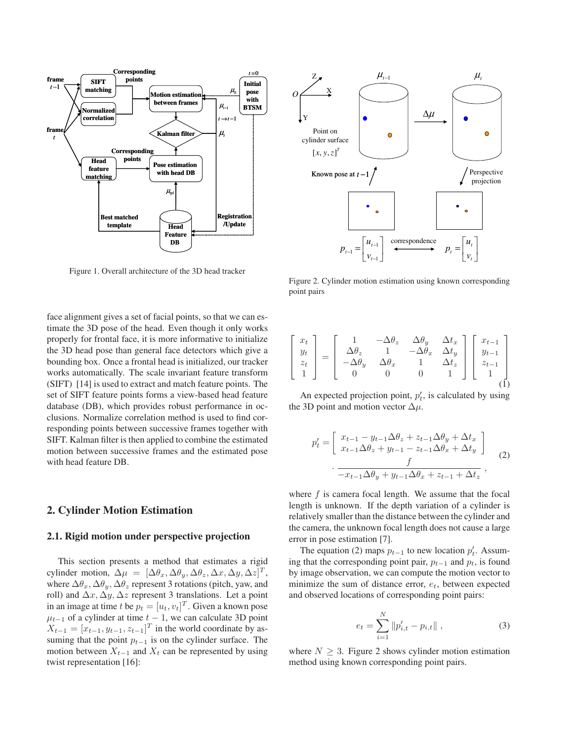Figure 1. Overall architecture of the 3D head tracker

Figure 2. Cylinder motion estimation using known corresponding point pairs

face alignment gives a set of facial points, so that we can estimate the 3D pose of the head. Even though it only works properly for frontal face, it is more informative to initialize the 3D head pose than general face detectors which give a bounding box. Once a frontal head is initialized, our tracker works automatically. The scale invariant feature transform (SIFT) [14] is used to extract and match feature points. The set of SIFT feature points forms a view-based head feature database (DB), which provides robust performance in occlusions. Normalize correlation method is used to find corresponding points between successive frames together with SIFT. Kalman filter is then applied to combine the estimated motion between successive frames and the estimated pose with head feature DB.

## 2. Cylinder Motion Estimation

### 2.1. Rigid motion under perspective projection

This section presents a method that estimates a rigid cylinder motion, $\Delta\mu = [\Delta\theta_x, \Delta\theta_y, \Delta\theta_z, \Delta x, \Delta y, \Delta z]^T$, where $\Delta\theta_x, \Delta\theta_y, \Delta\theta_z$ represent 3 rotations (pitch, yaw, and roll) and $\Delta x, \Delta y, \Delta z$ represent 3 translations. Let a point in an image at time $t$ be $p_t = [u_t, v_t]^T$. Given a known pose $\mu_{t-1}$ of a cylinder at time $t-1$, we can calculate 3D point $X_{t-1} = [x_{t-1}, y_{t-1}, z_{t-1}]^T$ in the world coordinate by assuming that the point $p_{t-1}$ is on the cylinder surface. The motion between $X_{t-1}$ and $X_t$ can be represented by using twist representation [16]:

$$
\begin{bmatrix} x_t \\ y_t \\ z_t \\ 1 \end{bmatrix} = \begin{bmatrix} 1 & -\Delta\theta_z & \Delta\theta_y & \Delta t_x \\ \Delta\theta_z & 1 & -\Delta\theta_x & \Delta t_y \\ -\Delta\theta_y & \Delta\theta_x & 1 & \Delta t_z \\ 0 & 0 & 0 & 1 \end{bmatrix} \begin{bmatrix} x_{t-1} \\ y_{t-1} \\ z_{t-1} \\ 1 \end{bmatrix} \tag{1}
$$

An expected projection point, $p'_t$, is calculated by using the 3D point and motion vector $\Delta\mu$.

$$
p'_t = \begin{bmatrix} x_{t-1} - y_{t-1}\Delta\theta_z + z_{t-1}\Delta\theta_y + \Delta t_x \\ x_{t-1}\Delta\theta_z + y_{t-1} - z_{t-1}\Delta\theta_x + \Delta t_y \end{bmatrix} \cdot \frac{f}{-x_{t-1}\Delta\theta_y + y_{t-1}\Delta\theta_x + z_{t-1} + \Delta t_z}, \tag{2}
$$

where $f$ is camera focal length. We assume that the focal length is unknown. If the depth variation of a cylinder is relatively smaller than the distance between the cylinder and the camera, the unknown focal length does not cause a large error in pose estimation [7].

The equation (2) maps $p_{t-1}$ to new location $p'_t$. Assuming that the corresponding point pair, $p_{t-1}$ and $p_t$, is found by image observation, we can compute the motion vector to minimize the sum of distance error, $e_t$, between expected and observed locations of corresponding point pairs:

$$
e_t = \sum_{i=1}^{N} \| p'_{i,t} - p_{i,t} \| , \tag{3}
$$

where $N \geq 3$. Figure 2 shows cylinder motion estimation method using known corresponding point pairs.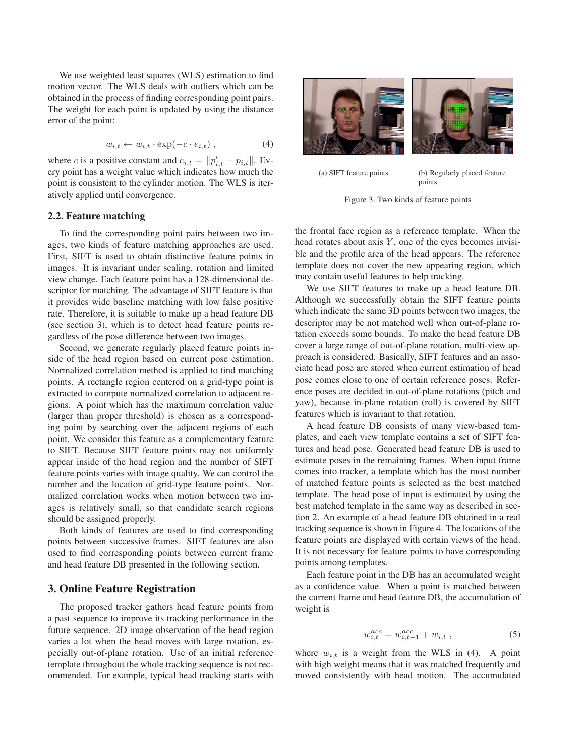We use weighted least squares (WLS) estimation to find motion vector. The WLS deals with outliers which can be obtained in the process of finding corresponding point pairs. The weight for each point is updated by using the distance error of the point:

$$w_{i,t} \leftarrow w_{i,t} \cdot \exp(-c \cdot e_{i,t}) \;, \tag{4}$$

where $c$ is a positive constant and $e_{i,t} = \|p'_{i,t} - p_{i,t}\|$. Every point has a weight value which indicates how much the point is consistent to the cylinder motion. The WLS is iteratively applied until convergence.

### 2.2. Feature matching

To find the corresponding point pairs between two images, two kinds of feature matching approaches are used. First, SIFT is used to obtain distinctive feature points in images. It is invariant under scaling, rotation and limited view change. Each feature point has a 128-dimensional descriptor for matching. The advantage of SIFT feature is that it provides wide baseline matching with low false positive rate. Therefore, it is suitable to make up a head feature DB (see section 3), which is to detect head feature points regardless of the pose difference between two images.

Second, we generate regularly placed feature points inside of the head region based on current pose estimation. Normalized correlation method is applied to find matching points. A rectangle region centered on a grid-type point is extracted to compute normalized correlation to adjacent regions. A point which has the maximum correlation value (larger than proper threshold) is chosen as a corresponding point by searching over the adjacent regions of each point. We consider this feature as a complementary feature to SIFT. Because SIFT feature points may not uniformly appear inside of the head region and the number of SIFT feature points varies with image quality. We can control the number and the location of grid-type feature points. Normalized correlation works when motion between two images is relatively small, so that candidate search regions should be assigned properly.

Both kinds of features are used to find corresponding points between successive frames. SIFT features are also used to find corresponding points between current frame and head feature DB presented in the following section.

## 3. Online Feature Registration

The proposed tracker gathers head feature points from a past sequence to improve its tracking performance in the future sequence. 2D image observation of the head region varies a lot when the head moves with large rotation, especially out-of-plane rotation. Use of an initial reference template throughout the whole tracking sequence is not recommended. For example, typical head tracking starts with the frontal face region as a reference template. When the head rotates about axis $Y$, one of the eyes becomes invisible and the profile area of the head appears. The reference template does not cover the new appearing region, which may contain useful features to help tracking.

(a) SIFT feature points　(b) Regularly placed feature points

Figure 3. Two kinds of feature points

We use SIFT features to make up a head feature DB. Although we successfully obtain the SIFT feature points which indicate the same 3D points between two images, the descriptor may be not matched well when out-of-plane rotation exceeds some bounds. To make the head feature DB cover a large range of out-of-plane rotation, multi-view approach is considered. Basically, SIFT features and an associate head pose are stored when current estimation of head pose comes close to one of certain reference poses. Reference poses are decided in out-of-plane rotations (pitch and yaw), because in-plane rotation (roll) is covered by SIFT features which is invariant to that rotation.

A head feature DB consists of many view-based templates, and each view template contains a set of SIFT features and head pose. Generated head feature DB is used to estimate poses in the remaining frames. When input frame comes into tracker, a template which has the most number of matched feature points is selected as the best matched template. The head pose of input is estimated by using the best matched template in the same way as described in section 2. An example of a head feature DB obtained in a real tracking sequence is shown in Figure 4. The locations of the feature points are displayed with certain views of the head. It is not necessary for feature points to have corresponding points among templates.

Each feature point in the DB has an accumulated weight as a confidence value. When a point is matched between the current frame and head feature DB, the accumulation of weight is

$$w^{acc}_{i,t} = w^{acc}_{i,t-1} + w_{i,t} \;, \tag{5}$$

where $w_{i,t}$ is a weight from the WLS in (4). A point with high weight means that it was matched frequently and moved consistently with head motion. The accumulated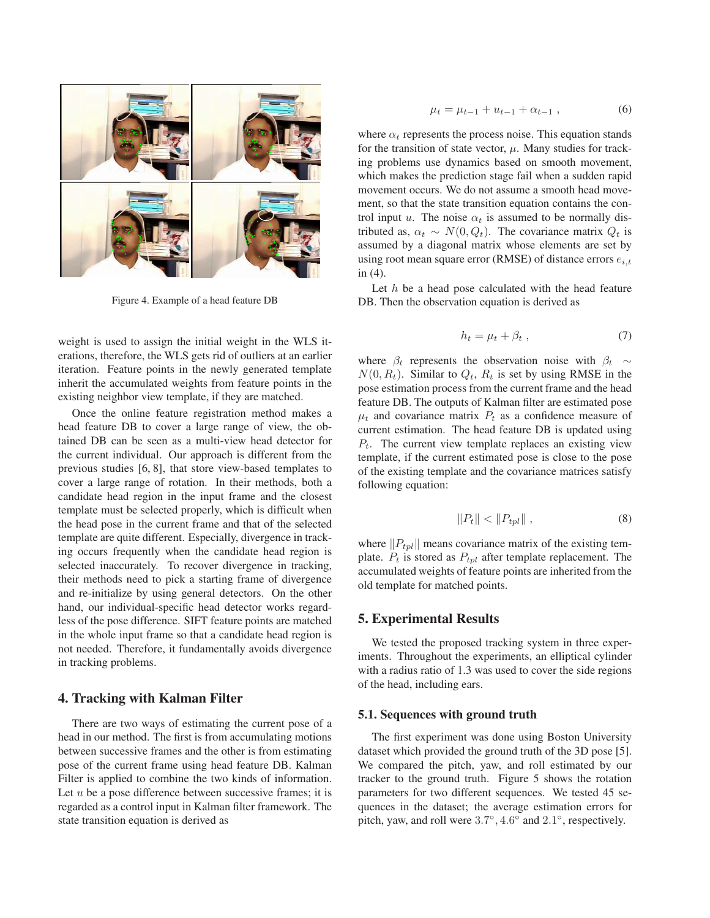Figure 4. Example of a head feature DB

weight is used to assign the initial weight in the WLS iterations, therefore, the WLS gets rid of outliers at an earlier iteration. Feature points in the newly generated template inherit the accumulated weights from feature points in the existing neighbor view template, if they are matched.

Once the online feature registration method makes a head feature DB to cover a large range of view, the obtained DB can be seen as a multi-view head detector for the current individual. Our approach is different from the previous studies [6, 8], that store view-based templates to cover a large range of rotation. In their methods, both a candidate head region in the input frame and the closest template must be selected properly, which is difficult when the head pose in the current frame and that of the selected template are quite different. Especially, divergence in tracking occurs frequently when the candidate head region is selected inaccurately. To recover divergence in tracking, their methods need to pick a starting frame of divergence and re-initialize by using general detectors. On the other hand, our individual-specific head detector works regardless of the pose difference. SIFT feature points are matched in the whole input frame so that a candidate head region is not needed. Therefore, it fundamentally avoids divergence in tracking problems.

## 4. Tracking with Kalman Filter

There are two ways of estimating the current pose of a head in our method. The first is from accumulating motions between successive frames and the other is from estimating pose of the current frame using head feature DB. Kalman Filter is applied to combine the two kinds of information. Let $u$ be a pose difference between successive frames; it is regarded as a control input in Kalman filter framework. The state transition equation is derived as

$$\mu_t = \mu_{t-1} + u_{t-1} + \alpha_{t-1} \;, \tag{6}$$

where $\alpha_t$ represents the process noise. This equation stands for the transition of state vector, $\mu$. Many studies for tracking problems use dynamics based on smooth movement, which makes the prediction stage fail when a sudden rapid movement occurs. We do not assume a smooth head movement, so that the state transition equation contains the control input $u$. The noise $\alpha_t$ is assumed to be normally distributed as, $\alpha_t \sim N(0, Q_t)$. The covariance matrix $Q_t$ is assumed by a diagonal matrix whose elements are set by using root mean square error (RMSE) of distance errors $e_{i,t}$ in (4).

Let $h$ be a head pose calculated with the head feature DB. Then the observation equation is derived as

$$h_t = \mu_t + \beta_t \;, \tag{7}$$

where $\beta_t$ represents the observation noise with $\beta_t \sim N(0, R_t)$. Similar to $Q_t$, $R_t$ is set by using RMSE in the pose estimation process from the current frame and the head feature DB. The outputs of Kalman filter are estimated pose $\mu_t$ and covariance matrix $P_t$ as a confidence measure of current estimation. The head feature DB is updated using $P_t$. The current view template replaces an existing view template, if the current estimated pose is close to the pose of the existing template and the covariance matrices satisfy following equation:

$$\|P_t\| < \|P_{tpl}\| \;, \tag{8}$$

where $\|P_{tpl}\|$ means covariance matrix of the existing template. $P_t$ is stored as $P_{tpl}$ after template replacement. The accumulated weights of feature points are inherited from the old template for matched points.

## 5. Experimental Results

We tested the proposed tracking system in three experiments. Throughout the experiments, an elliptical cylinder with a radius ratio of 1.3 was used to cover the side regions of the head, including ears.

### 5.1. Sequences with ground truth

The first experiment was done using Boston University dataset which provided the ground truth of the 3D pose [5]. We compared the pitch, yaw, and roll estimated by our tracker to the ground truth. Figure 5 shows the rotation parameters for two different sequences. We tested 45 sequences in the dataset; the average estimation errors for pitch, yaw, and roll were $3.7^\circ$, $4.6^\circ$ and $2.1^\circ$, respectively.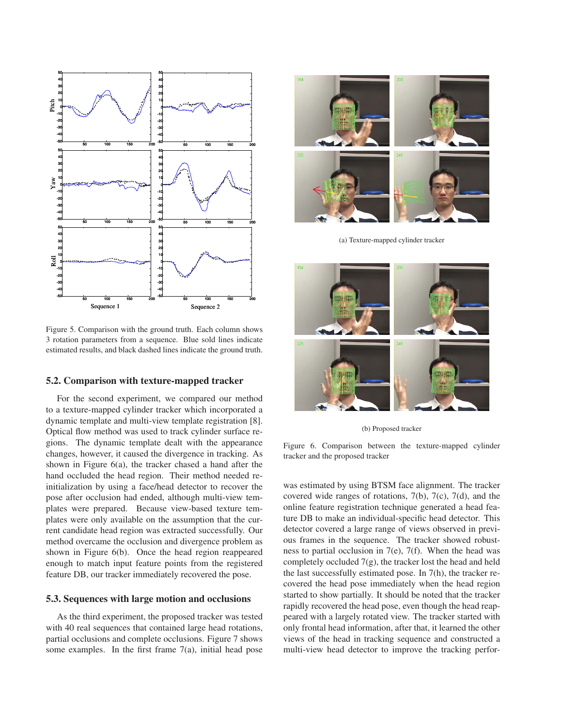Figure 5. Comparison with the ground truth. Each column shows 3 rotation parameters from a sequence. Blue sold lines indicate estimated results, and black dashed lines indicate the ground truth.

### 5.2. Comparison with texture-mapped tracker

For the second experiment, we compared our method to a texture-mapped cylinder tracker which incorporated a dynamic template and multi-view template registration [8]. Optical flow method was used to track cylinder surface regions. The dynamic template dealt with the appearance changes, however, it caused the divergence in tracking. As shown in Figure 6(a), the tracker chased a hand after the hand occluded the head region. Their method needed re-initialization by using a face/head detector to recover the pose after occlusion had ended, although multi-view templates were prepared. Because view-based texture templates were only available on the assumption that the current candidate head region was extracted successfully. Our method overcame the occlusion and divergence problem as shown in Figure 6(b). Once the head region reappeared enough to match input feature points from the registered feature DB, our tracker immediately recovered the pose.

### 5.3. Sequences with large motion and occlusions

As the third experiment, the proposed tracker was tested with 40 real sequences that contained large head rotations, partial occlusions and complete occlusions. Figure 7 shows some examples. In the first frame 7(a), initial head pose was estimated by using BTSM face alignment. The tracker covered wide ranges of rotations, 7(b), 7(c), 7(d), and the online feature registration technique generated a head feature DB to make an individual-specific head detector. This detector covered a large range of views observed in previous frames in the sequence. The tracker showed robustness to partial occlusion in 7(e), 7(f). When the head was completely occluded 7(g), the tracker lost the head and held the last successfully estimated pose. In 7(h), the tracker recovered the head pose immediately when the head region started to show partially. It should be noted that the tracker rapidly recovered the head pose, even though the head reappeared with a largely rotated view. The tracker started with only frontal head information, after that, it learned the other views of the head in tracking sequence and constructed a multi-view head detector to improve the tracking perfor-

(a) Texture-mapped cylinder tracker

(b) Proposed tracker

Figure 6. Comparison between the texture-mapped cylinder tracker and the proposed tracker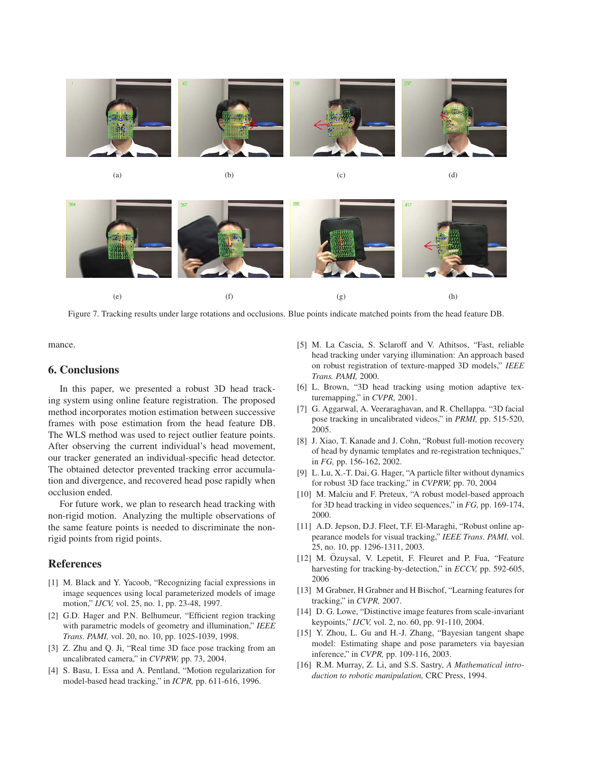(a) (b) (c) (d)

(e) (f) (g) (h)

Figure 7. Tracking results under large rotations and occlusions. Blue points indicate matched points from the head feature DB.

mance.

## 6. Conclusions

In this paper, we presented a robust 3D head tracking system using online feature registration. The proposed method incorporates motion estimation between successive frames with pose estimation from the head feature DB. The WLS method was used to reject outlier feature points. After observing the current individual's head movement, our tracker generated an individual-specific head detector. The obtained detector prevented tracking error accumulation and divergence, and recovered head pose rapidly when occlusion ended.

For future work, we plan to research head tracking with non-rigid motion. Analyzing the multiple observations of the same feature points is needed to discriminate the non-rigid points from rigid points.

## References

[1] M. Black and Y. Yacoob, "Recognizing facial expressions in image sequences using local parameterized models of image motion," *IJCV,* vol. 25, no. 1, pp. 23-48, 1997.

[2] G.D. Hager and P.N. Belhumeur, "Efficient region tracking with parametric models of geometry and illumination," *IEEE Trans. PAMI,* vol. 20, no. 10, pp. 1025-1039, 1998.

[3] Z. Zhu and Q. Ji, "Real time 3D face pose tracking from an uncalibrated camera," in *CVPRW,* pp. 73, 2004.

[4] S. Basu, I. Essa and A. Pentland, "Motion regularization for model-based head tracking," in *ICPR,* pp. 611-616, 1996.

[5] M. La Cascia, S. Sclaroff and V. Athitsos, "Fast, reliable head tracking under varying illumination: An approach based on robust registration of texture-mapped 3D models," *IEEE Trans. PAMI,* 2000.

[6] L. Brown, "3D head tracking using motion adaptive texturemapping," in *CVPR,* 2001.

[7] G. Aggarwal, A. Veeraraghavan, and R. Chellappa. "3D facial pose tracking in uncalibrated videos," in *PRMI,* pp. 515-520, 2005.

[8] J. Xiao, T. Kanade and J. Cohn, "Robust full-motion recovery of head by dynamic templates and re-registration techniques," in *FG,* pp. 156-162, 2002.

[9] L. Lu, X.-T. Dai, G. Hager, "A particle filter without dynamics for robust 3D face tracking," in *CVPRW,* pp. 70, 2004

[10] M. Malciu and F. Preteux, "A robust model-based approach for 3D head tracking in video sequences," in *FG,* pp. 169-174, 2000.

[11] A.D. Jepson, D.J. Fleet, T.F. El-Maraghi, "Robust online appearance models for visual tracking," *IEEE Trans. PAMI,* vol. 25, no. 10, pp. 1296-1311, 2003.

[12] M. Özuysal, V. Lepetit, F. Fleuret and P. Fua, "Feature harvesting for tracking-by-detection," in *ECCV,* pp. 592-605, 2006

[13] M Grabner, H Grabner and H Bischof, "Learning features for tracking," in *CVPR,* 2007.

[14] D. G. Lowe, "Distinctive image features from scale-invariant keypoints," *IJCV,* vol. 2, no. 60, pp. 91-110, 2004.

[15] Y. Zhou, L. Gu and H.-J. Zhang, "Bayesian tangent shape model: Estimating shape and pose parameters via bayesian inference," in *CVPR,* pp. 109-116, 2003.

[16] R.M. Murray, Z. Li, and S.S. Sastry, *A Mathematical introduction to robotic manipulation,* CRC Press, 1994.